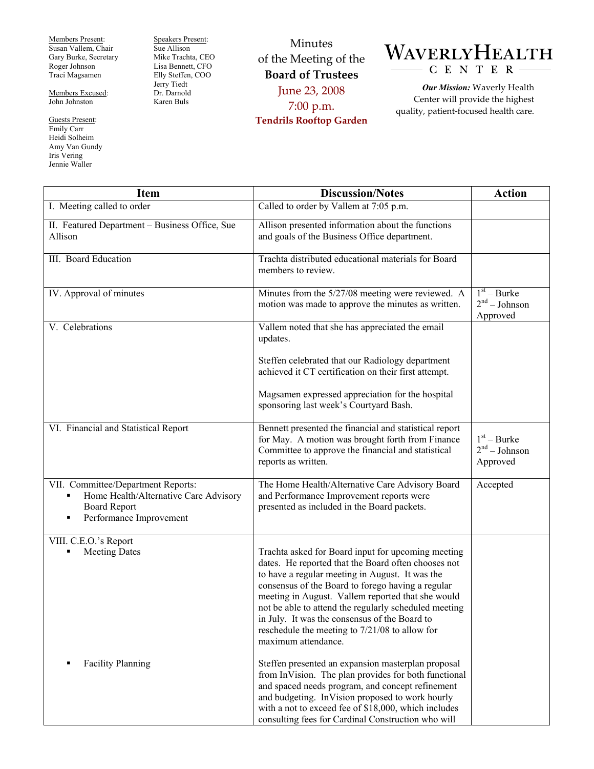Members Present:
Susan Vallem, Chair
Gary Burke, Secretary
Roger Johnson
Traci Magsamen

Members Excused:
John Johnston

Guests Present:
Emily Carr
Heidi Solheim
Amy Van Gundy
Iris Vering
Jennie Waller

Speakers Present:
Sue Allison
Mike Trachta, CEO
Lisa Bennett, CFO
Elly Steffen, COO
Jerry Tiedt
Dr. Darnold
Karen Buls

# Minutes of the Meeting of the **Board of Trustees**

June 23, 2008
7:00 p.m.
**Tendrils Rooftop Garden**

WAVERLY HEALTH CENTER

***Our Mission:*** Waverly Health Center will provide the highest quality, patient-focused health care.

| Item | Discussion/Notes | Action |
|---|---|---|
| I. Meeting called to order | Called to order by Vallem at 7:05 p.m. | |
| II. Featured Department – Business Office, Sue Allison | Allison presented information about the functions and goals of the Business Office department. | |
| III. Board Education | Trachta distributed educational materials for Board members to review. | |
| IV. Approval of minutes | Minutes from the 5/27/08 meeting were reviewed. A motion was made to approve the minutes as written. | 1st – Burke<br>2nd – Johnson<br>Approved |
| V. Celebrations | Vallem noted that she has appreciated the email updates.<br><br>Steffen celebrated that our Radiology department achieved it CT certification on their first attempt.<br><br>Magsamen expressed appreciation for the hospital sponsoring last week's Courtyard Bash. | |
| VI. Financial and Statistical Report | Bennett presented the financial and statistical report for May. A motion was brought forth from Finance Committee to approve the financial and statistical reports as written. | 1st – Burke<br>2nd – Johnson<br>Approved |
| VII. Committee/Department Reports:<br>▪ Home Health/Alternative Care Advisory Board Report<br>▪ Performance Improvement | The Home Health/Alternative Care Advisory Board and Performance Improvement reports were presented as included in the Board packets. | Accepted |
| VIII. C.E.O.'s Report<br>▪ Meeting Dates<br><br><br><br><br><br><br><br>▪ Facility Planning | Trachta asked for Board input for upcoming meeting dates. He reported that the Board often chooses not to have a regular meeting in August. It was the consensus of the Board to forego having a regular meeting in August. Vallem reported that she would not be able to attend the regularly scheduled meeting in July. It was the consensus of the Board to reschedule the meeting to 7/21/08 to allow for maximum attendance.<br><br>Steffen presented an expansion masterplan proposal from InVision. The plan provides for both functional and spaced needs program, and concept refinement and budgeting. InVision proposed to work hourly with a not to exceed fee of $18,000, which includes consulting fees for Cardinal Construction who will | |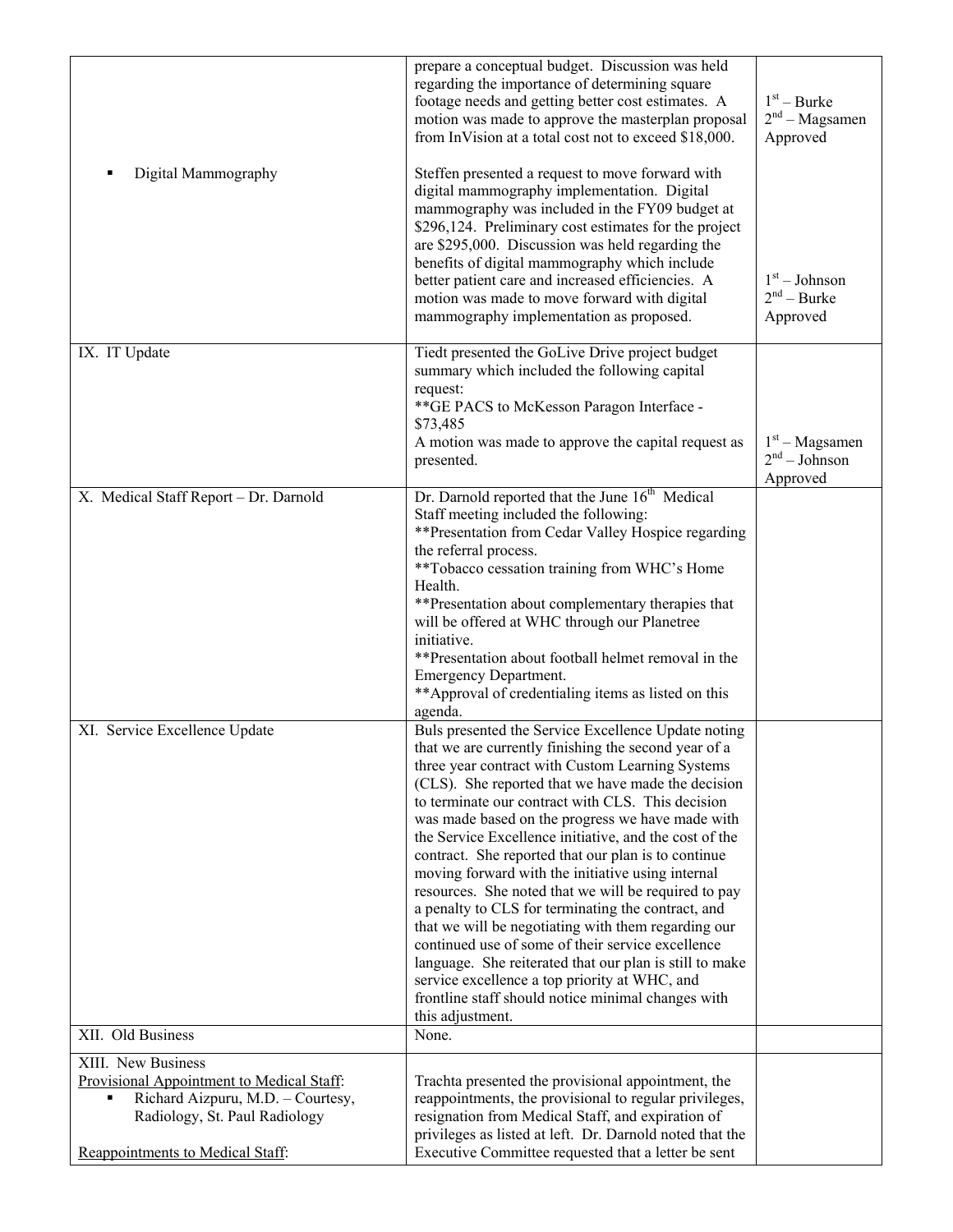| | | |
|---|---|---|
| | prepare a conceptual budget. Discussion was held regarding the importance of determining square footage needs and getting better cost estimates. A motion was made to approve the masterplan proposal from InVision at a total cost not to exceed $18,000. | 1st – Burke<br>2nd – Magsamen<br>Approved |
| ▪ Digital Mammography | Steffen presented a request to move forward with digital mammography implementation. Digital mammography was included in the FY09 budget at $296,124. Preliminary cost estimates for the project are $295,000. Discussion was held regarding the benefits of digital mammography which include better patient care and increased efficiencies. A motion was made to move forward with digital mammography implementation as proposed. | 1st – Johnson<br>2nd – Burke<br>Approved |
| IX. IT Update | Tiedt presented the GoLive Drive project budget summary which included the following capital request:<br>**GE PACS to McKesson Paragon Interface - $73,485<br>A motion was made to approve the capital request as presented. | 1st – Magsamen<br>2nd – Johnson<br>Approved |
| X. Medical Staff Report – Dr. Darnold | Dr. Darnold reported that the June 16th Medical Staff meeting included the following:<br>**Presentation from Cedar Valley Hospice regarding the referral process.<br>**Tobacco cessation training from WHC's Home Health.<br>**Presentation about complementary therapies that will be offered at WHC through our Planetree initiative.<br>**Presentation about football helmet removal in the Emergency Department.<br>**Approval of credentialing items as listed on this agenda. | |
| XI. Service Excellence Update | Buls presented the Service Excellence Update noting that we are currently finishing the second year of a three year contract with Custom Learning Systems (CLS). She reported that we have made the decision to terminate our contract with CLS. This decision was made based on the progress we have made with the Service Excellence initiative, and the cost of the contract. She reported that our plan is to continue moving forward with the initiative using internal resources. She noted that we will be required to pay a penalty to CLS for terminating the contract, and that we will be negotiating with them regarding our continued use of some of their service excellence language. She reiterated that our plan is still to make service excellence a top priority at WHC, and frontline staff should notice minimal changes with this adjustment. | |
| XII. Old Business | None. | |
| XIII. New Business<br>Provisional Appointment to Medical Staff:<br>▪ Richard Aizpuru, M.D. – Courtesy, Radiology, St. Paul Radiology<br><br>Reappointments to Medical Staff: | Trachta presented the provisional appointment, the reappointments, the provisional to regular privileges, resignation from Medical Staff, and expiration of privileges as listed at left. Dr. Darnold noted that the Executive Committee requested that a letter be sent | |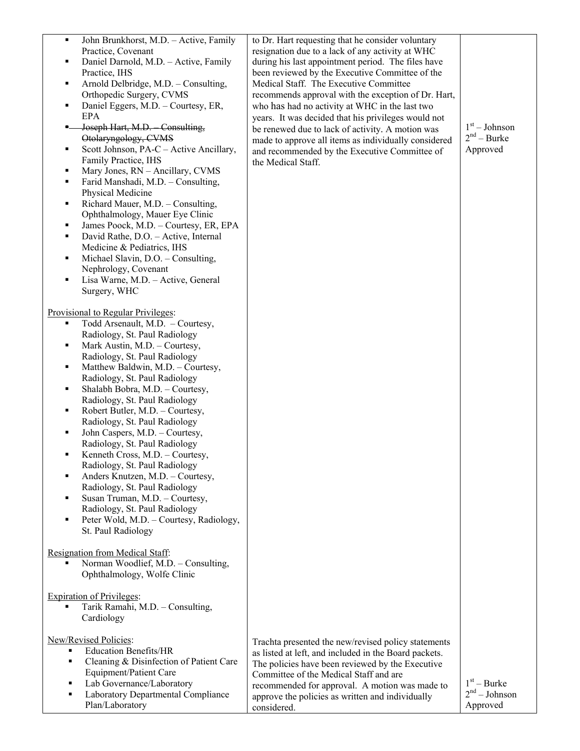| | | |
|---|---|---|
| ▪ John Brunkhorst, M.D. – Active, Family Practice, Covenant<br>▪ Daniel Darnold, M.D. – Active, Family Practice, IHS<br>▪ Arnold Delbridge, M.D. – Consulting, Orthopedic Surgery, CVMS<br>▪ Daniel Eggers, M.D. – Courtesy, ER, EPA<br>▪ ~~Joseph Hart, M.D. – Consulting, Otolaryngology, CVMS~~<br>▪ Scott Johnson, PA-C – Active Ancillary, Family Practice, IHS<br>▪ Mary Jones, RN – Ancillary, CVMS<br>▪ Farid Manshadi, M.D. – Consulting, Physical Medicine<br>▪ Richard Mauer, M.D. – Consulting, Ophthalmology, Mauer Eye Clinic<br>▪ James Poock, M.D. – Courtesy, ER, EPA<br>▪ David Rathe, D.O. – Active, Internal Medicine & Pediatrics, IHS<br>▪ Michael Slavin, D.O. – Consulting, Nephrology, Covenant<br>▪ Lisa Warne, M.D. – Active, General Surgery, WHC<br><br><u>Provisional to Regular Privileges</u>:<br>▪ Todd Arsenault, M.D. – Courtesy, Radiology, St. Paul Radiology<br>▪ Mark Austin, M.D. – Courtesy, Radiology, St. Paul Radiology<br>▪ Matthew Baldwin, M.D. – Courtesy, Radiology, St. Paul Radiology<br>▪ Shalabh Bobra, M.D. – Courtesy, Radiology, St. Paul Radiology<br>▪ Robert Butler, M.D. – Courtesy, Radiology, St. Paul Radiology<br>▪ John Caspers, M.D. – Courtesy, Radiology, St. Paul Radiology<br>▪ Kenneth Cross, M.D. – Courtesy, Radiology, St. Paul Radiology<br>▪ Anders Knutzen, M.D. – Courtesy, Radiology, St. Paul Radiology<br>▪ Susan Truman, M.D. – Courtesy, Radiology, St. Paul Radiology<br>▪ Peter Wold, M.D. – Courtesy, Radiology, St. Paul Radiology<br><br><u>Resignation from Medical Staff</u>:<br>▪ Norman Woodlief, M.D. – Consulting, Ophthalmology, Wolfe Clinic<br><br><u>Expiration of Privileges</u>:<br>▪ Tarik Ramahi, M.D. – Consulting, Cardiology | to Dr. Hart requesting that he consider voluntary resignation due to a lack of any activity at WHC during his last appointment period. The files have been reviewed by the Executive Committee of the Medical Staff. The Executive Committee recommends approval with the exception of Dr. Hart, who has had no activity at WHC in the last two years. It was decided that his privileges would not be renewed due to lack of activity. A motion was made to approve all items as individually considered and recommended by the Executive Committee of the Medical Staff. | 1st – Johnson<br>2nd – Burke<br>Approved |
| <u>New/Revised Policies</u>:<br>▪ Education Benefits/HR<br>▪ Cleaning & Disinfection of Patient Care Equipment/Patient Care<br>▪ Lab Governance/Laboratory<br>▪ Laboratory Departmental Compliance Plan/Laboratory | Trachta presented the new/revised policy statements as listed at left, and included in the Board packets. The policies have been reviewed by the Executive Committee of the Medical Staff and are recommended for approval. A motion was made to approve the policies as written and individually considered. | 1st – Burke<br>2nd – Johnson<br>Approved |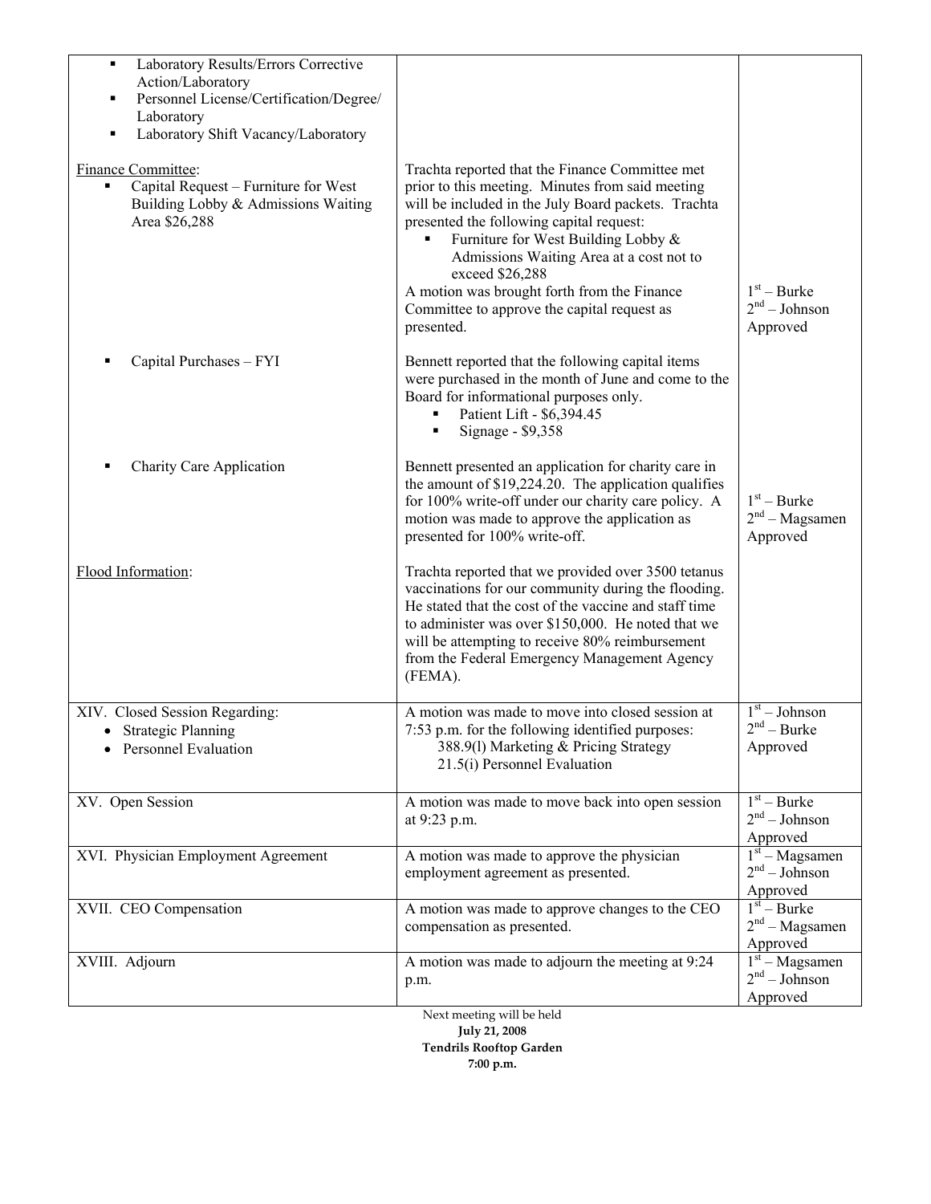| | | |
|---|---|---|
| ▪ Laboratory Results/Errors Corrective Action/Laboratory<br>▪ Personnel License/Certification/Degree/ Laboratory<br>▪ Laboratory Shift Vacancy/Laboratory | | |
| Finance Committee:<br>▪ Capital Request – Furniture for West Building Lobby & Admissions Waiting Area $26,288 | Trachta reported that the Finance Committee met prior to this meeting. Minutes from said meeting will be included in the July Board packets. Trachta presented the following capital request:<br>▪ Furniture for West Building Lobby & Admissions Waiting Area at a cost not to exceed $26,288<br>A motion was brought forth from the Finance Committee to approve the capital request as presented. | 1st – Burke<br>2nd – Johnson<br>Approved |
| ▪ Capital Purchases – FYI | Bennett reported that the following capital items were purchased in the month of June and come to the Board for informational purposes only.<br>▪ Patient Lift - $6,394.45<br>▪ Signage - $9,358 | |
| ▪ Charity Care Application | Bennett presented an application for charity care in the amount of $19,224.20. The application qualifies for 100% write-off under our charity care policy. A motion was made to approve the application as presented for 100% write-off. | 1st – Burke<br>2nd – Magsamen<br>Approved |
| Flood Information: | Trachta reported that we provided over 3500 tetanus vaccinations for our community during the flooding. He stated that the cost of the vaccine and staff time to administer was over $150,000. He noted that we will be attempting to receive 80% reimbursement from the Federal Emergency Management Agency (FEMA). | |
| XIV. Closed Session Regarding:<br>• Strategic Planning<br>• Personnel Evaluation | A motion was made to move into closed session at 7:53 p.m. for the following identified purposes:<br>388.9(l) Marketing & Pricing Strategy<br>21.5(i) Personnel Evaluation | 1st – Johnson<br>2nd – Burke<br>Approved |
| XV. Open Session | A motion was made to move back into open session at 9:23 p.m. | 1st – Burke<br>2nd – Johnson<br>Approved |
| XVI. Physician Employment Agreement | A motion was made to approve the physician employment agreement as presented. | 1st – Magsamen<br>2nd – Johnson<br>Approved |
| XVII. CEO Compensation | A motion was made to approve changes to the CEO compensation as presented. | 1st – Burke<br>2nd – Magsamen<br>Approved |
| XVIII. Adjourn | A motion was made to adjourn the meeting at 9:24 p.m. | 1st – Magsamen<br>2nd – Johnson<br>Approved |

Next meeting will be held
**July 21, 2008**
**Tendrils Rooftop Garden**
**7:00 p.m.**